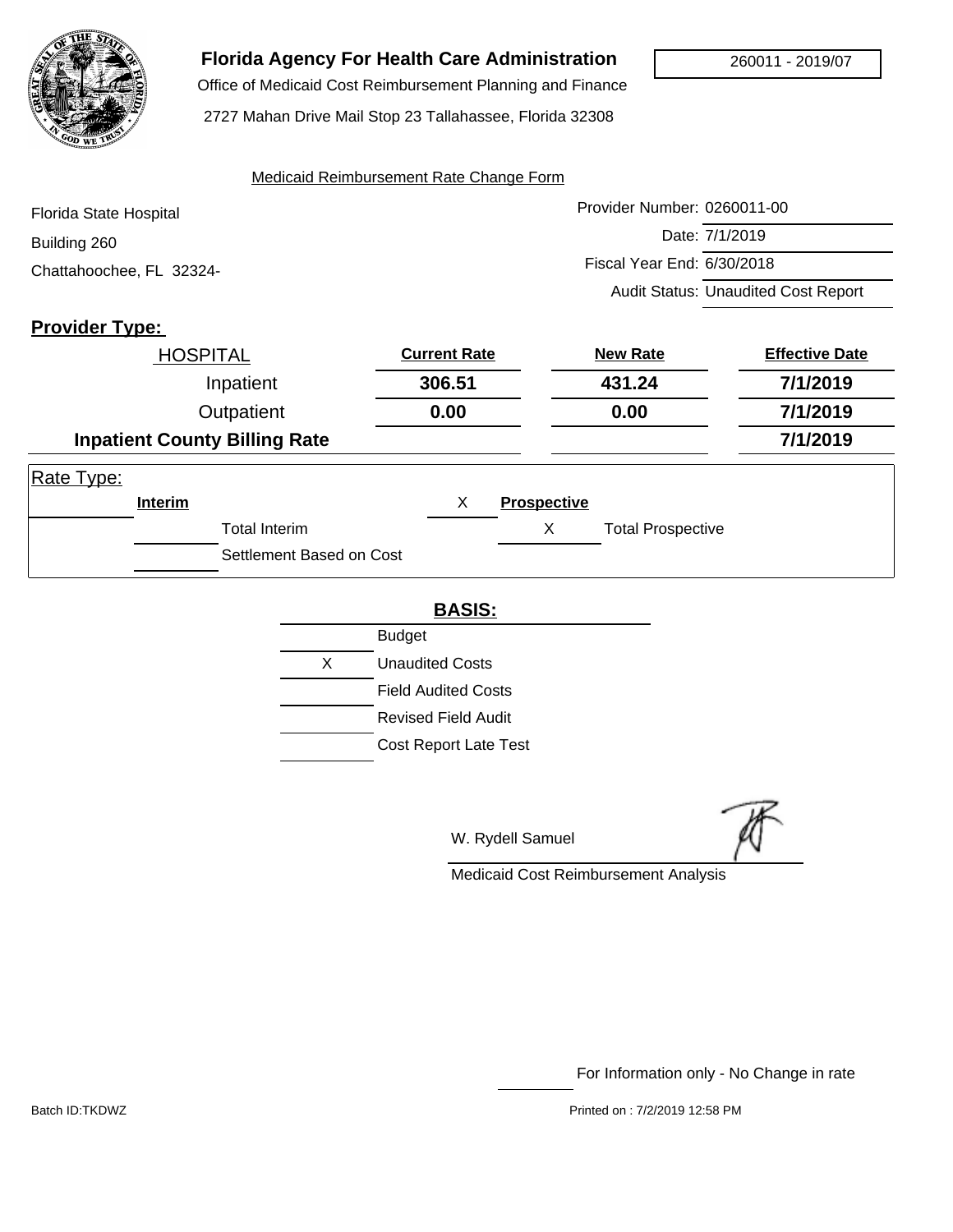# Florida Agency For Health Care Administration

260011 - 2019/07

Office of Medicaid Cost Reimbursement Planning and Finance

2727 Mahan Drive Mail Stop 23 Tallahassee, Florida 32308

Medicaid Reimbursement Rate Change Form

Florida State Hospital
Building 260
Chattahoochee, FL 32324-

Provider Number: 0260011-00
Date: 7/1/2019
Fiscal Year End: 6/30/2018
Audit Status: Unaudited Cost Report

**Provider Type:**

| HOSPITAL | Current Rate | New Rate | Effective Date |
|---|---|---|---|
| Inpatient | 306.51 | 431.24 | 7/1/2019 |
| Outpatient | 0.00 | 0.00 | 7/1/2019 |
| **Inpatient County Billing Rate** | | | 7/1/2019 |

Rate Type:

| | Interim | X | Prospective |
|---|---|---|---|
| | Total Interim | X | Total Prospective |
| | Settlement Based on Cost | | |

**BASIS:**

| | |
|---|---|
| | Budget |
| X | Unaudited Costs |
| | Field Audited Costs |
| | Revised Field Audit |
| | Cost Report Late Test |

W. Rydell Samuel

Medicaid Cost Reimbursement Analysis

For Information only - No Change in rate

Batch ID:TKDWZ

Printed on : 7/2/2019 12:58 PM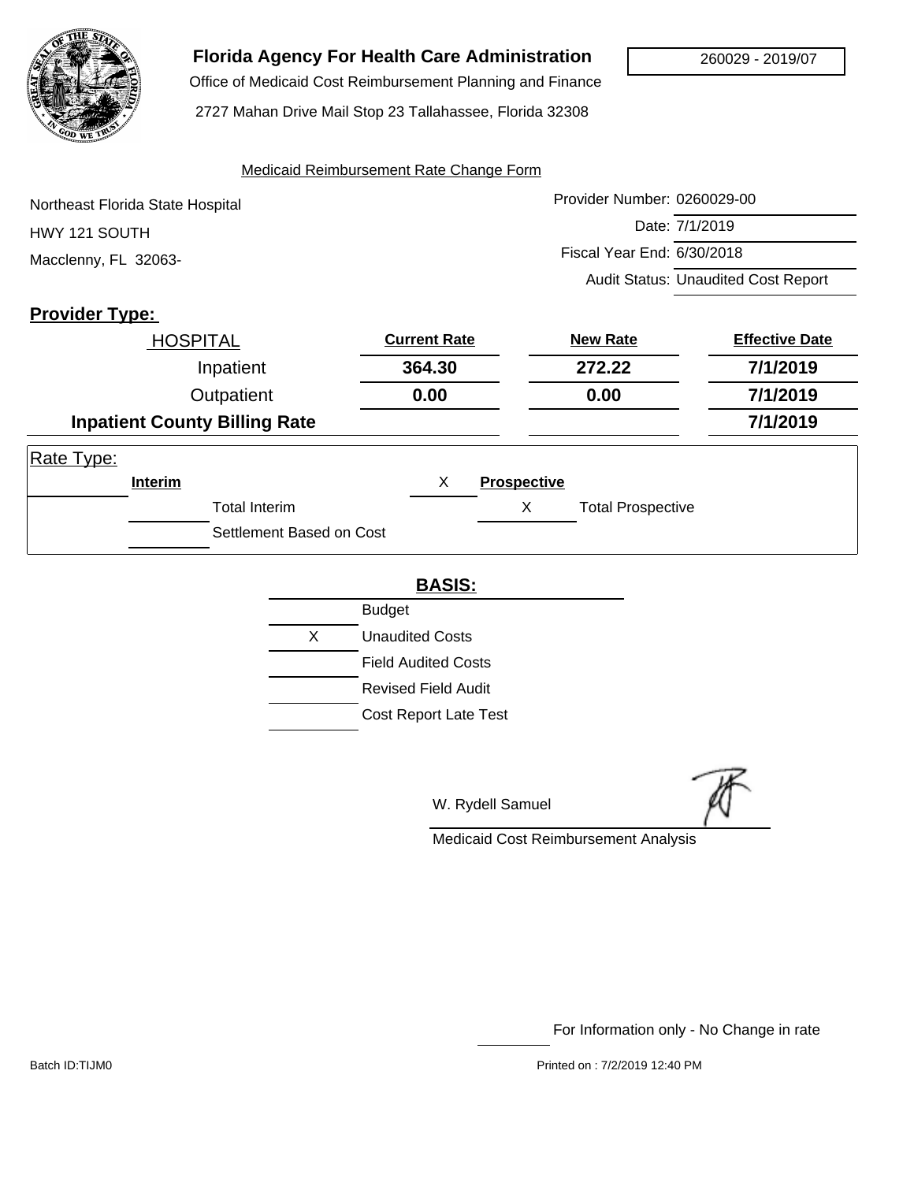# Florida Agency For Health Care Administration

260029 - 2019/07

Office of Medicaid Cost Reimbursement Planning and Finance

2727 Mahan Drive Mail Stop 23 Tallahassee, Florida 32308

Medicaid Reimbursement Rate Change Form

Northeast Florida State Hospital
HWY 121 SOUTH
Macclenny, FL 32063-

Provider Number: 0260029-00
Date: 7/1/2019
Fiscal Year End: 6/30/2018
Audit Status: Unaudited Cost Report

**Provider Type:**

| HOSPITAL | Current Rate | New Rate | Effective Date |
|---|---|---|---|
| Inpatient | **364.30** | **272.22** | **7/1/2019** |
| Outpatient | **0.00** | **0.00** | **7/1/2019** |
| **Inpatient County Billing Rate** | | | **7/1/2019** |

Rate Type:

| | | | | |
|---|---|---|---|---|
| | **Interim** | X | **Prospective** | |
| | Total Interim | | X | Total Prospective |
| | Settlement Based on Cost | | | |

**BASIS:**

| | |
|---|---|
| | Budget |
| X | Unaudited Costs |
| | Field Audited Costs |
| | Revised Field Audit |
| | Cost Report Late Test |

W. Rydell Samuel

Medicaid Cost Reimbursement Analysis

For Information only - No Change in rate

Batch ID:TIJM0

Printed on : 7/2/2019 12:40 PM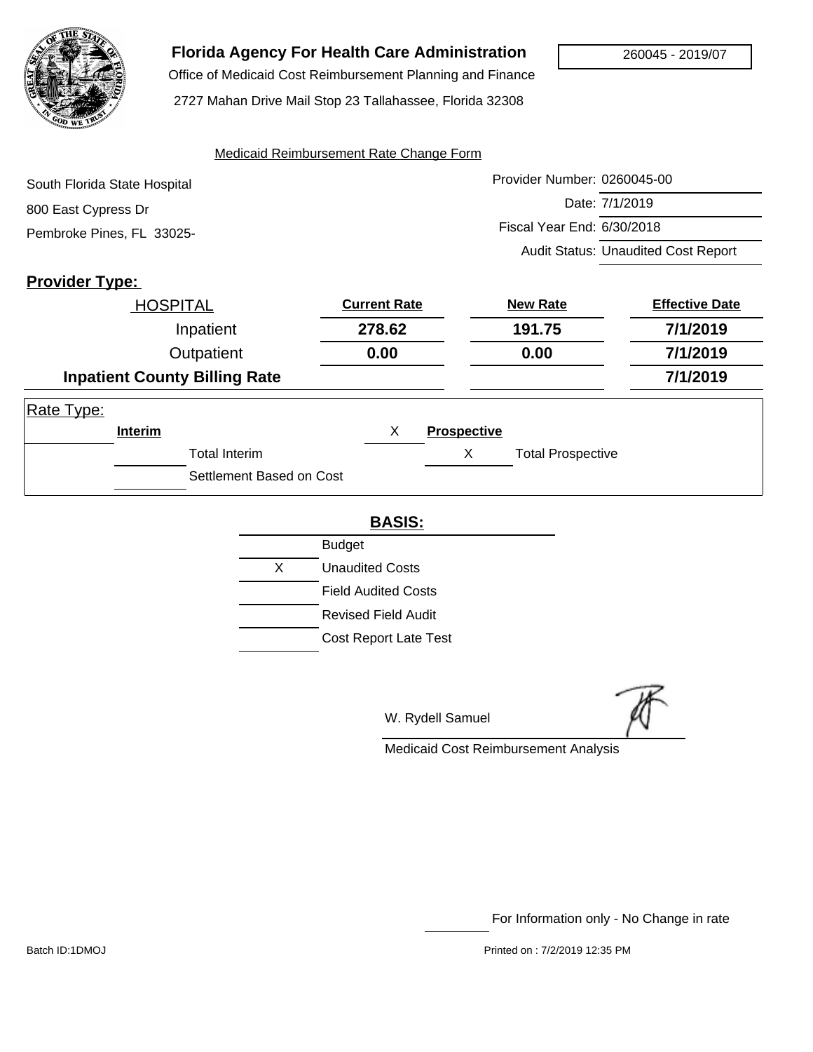# Florida Agency For Health Care Administration

Office of Medicaid Cost Reimbursement Planning and Finance

2727 Mahan Drive Mail Stop 23 Tallahassee, Florida 32308

260045 - 2019/07

Medicaid Reimbursement Rate Change Form

South Florida State Hospital
800 East Cypress Dr
Pembroke Pines, FL 33025-

Provider Number: 0260045-00
Date: 7/1/2019
Fiscal Year End: 6/30/2018
Audit Status: Unaudited Cost Report

**Provider Type:**

| HOSPITAL | Current Rate | New Rate | Effective Date |
|---|---|---|---|
| Inpatient | **278.62** | **191.75** | **7/1/2019** |
| Outpatient | **0.00** | **0.00** | **7/1/2019** |
| **Inpatient County Billing Rate** | | | **7/1/2019** |

Rate Type:

| | | | |
|---|---|---|---|
| **Interim** | | X | **Prospective** |
| | Total Interim | X | Total Prospective |
| | Settlement Based on Cost | | |

**BASIS:**

| | |
|---|---|
| | Budget |
| X | Unaudited Costs |
| | Field Audited Costs |
| | Revised Field Audit |
| | Cost Report Late Test |

W. Rydell Samuel

Medicaid Cost Reimbursement Analysis

For Information only - No Change in rate

Batch ID:1DMOJ

Printed on : 7/2/2019 12:35 PM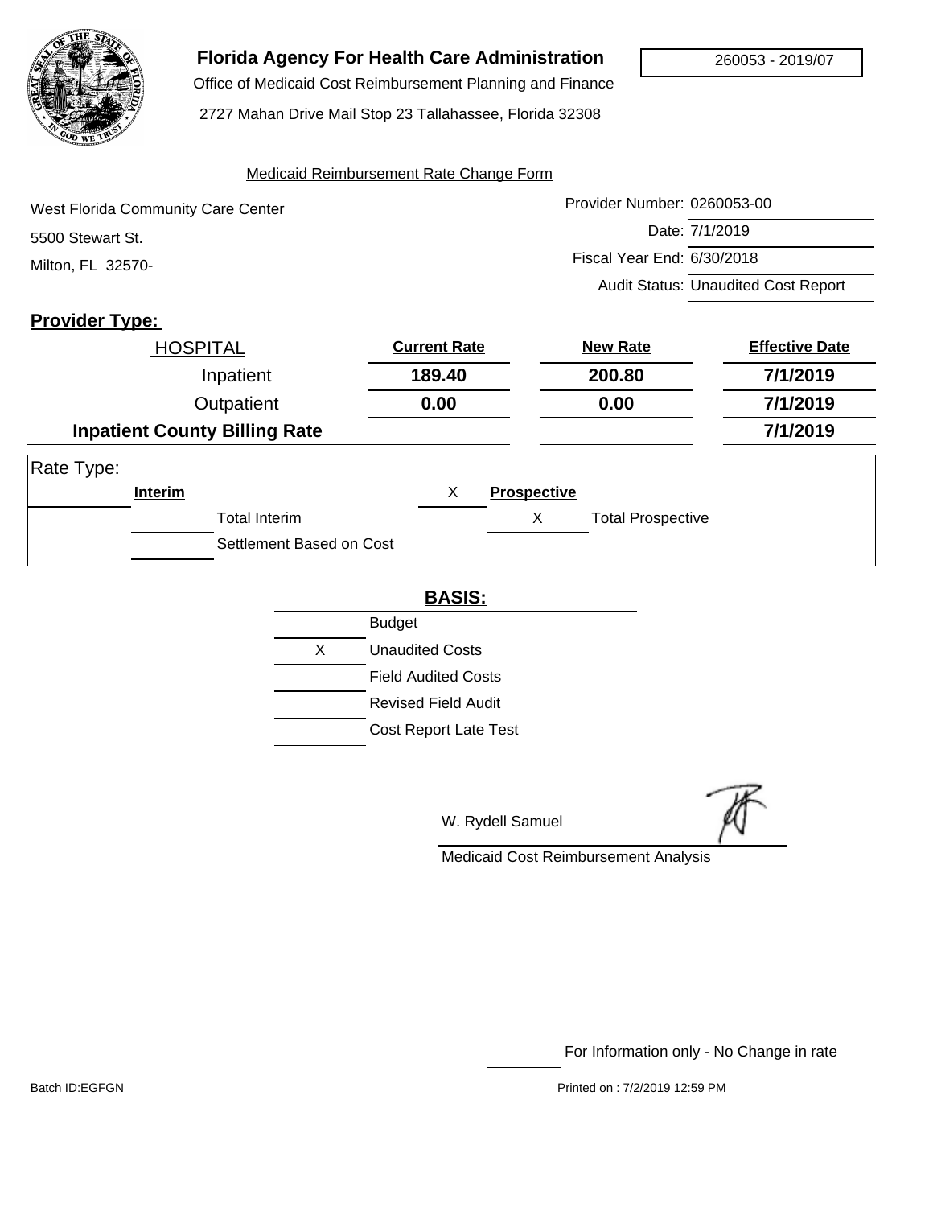# Florida Agency For Health Care Administration

260053 - 2019/07

Office of Medicaid Cost Reimbursement Planning and Finance

2727 Mahan Drive Mail Stop 23 Tallahassee, Florida 32308

Medicaid Reimbursement Rate Change Form

West Florida Community Care Center
5500 Stewart St.
Milton, FL 32570-

Provider Number: 0260053-00
Date: 7/1/2019
Fiscal Year End: 6/30/2018
Audit Status: Unaudited Cost Report

**Provider Type:**

| HOSPITAL | Current Rate | New Rate | Effective Date |
|---|---|---|---|
| Inpatient | **189.40** | **200.80** | **7/1/2019** |
| Outpatient | **0.00** | **0.00** | **7/1/2019** |
| **Inpatient County Billing Rate** | | | **7/1/2019** |

Rate Type:

| | | | | |
|---|---|---|---|---|
| | **Interim** | X | **Prospective** | |
| | Total Interim | | X | Total Prospective |
| | Settlement Based on Cost | | | |

**BASIS:**

| | |
|---|---|
| | Budget |
| X | Unaudited Costs |
| | Field Audited Costs |
| | Revised Field Audit |
| | Cost Report Late Test |

W. Rydell Samuel

Medicaid Cost Reimbursement Analysis

For Information only - No Change in rate

Batch ID:EGFGN

Printed on : 7/2/2019 12:59 PM